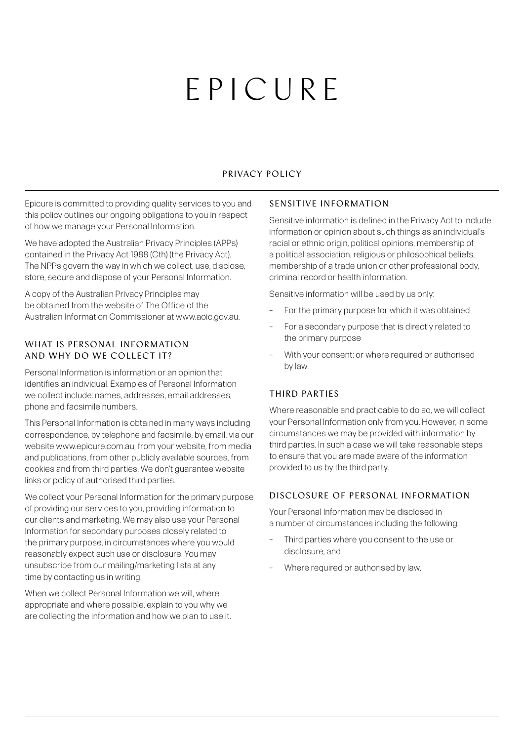# EPICURE

## PRIVACY POLICY

Epicure is committed to providing quality services to you and this policy outlines our ongoing obligations to you in respect of how we manage your Personal Information.

We have adopted the Australian Privacy Principles (APPs) contained in the Privacy Act 1988 (Cth) (the Privacy Act). The NPPs govern the way in which we collect, use, disclose, store, secure and dispose of your Personal Information.

A copy of the Australian Privacy Principles may be obtained from the website of The Office of the Australian Information Commissioner at www.aoic.gov.au.

### WHAT IS PERSONAL INFORMATION AND WHY DO WE COLLECT IT?

Personal Information is information or an opinion that identifies an individual. Examples of Personal Information we collect include: names, addresses, email addresses, phone and facsimile numbers.

This Personal Information is obtained in many ways including correspondence, by telephone and facsimile, by email, via our website www.epicure.com.au, from your website, from media and publications, from other publicly available sources, from cookies and from third parties. We don't guarantee website links or policy of authorised third parties.

We collect your Personal Information for the primary purpose of providing our services to you, providing information to our clients and marketing. We may also use your Personal Information for secondary purposes closely related to the primary purpose, in circumstances where you would reasonably expect such use or disclosure. You may unsubscribe from our mailing/marketing lists at any time by contacting us in writing.

When we collect Personal Information we will, where appropriate and where possible, explain to you why we are collecting the information and how we plan to use it.

### SENSITIVE INFORMATION

Sensitive information is defined in the Privacy Act to include information or opinion about such things as an individual's racial or ethnic origin, political opinions, membership of a political association, religious or philosophical beliefs, membership of a trade union or other professional body, criminal record or health information.

Sensitive information will be used by us only:

- For the primary purpose for which it was obtained
- For a secondary purpose that is directly related to the primary purpose
- With your consent; or where required or authorised by law.

### THIRD PARTIES

Where reasonable and practicable to do so, we will collect your Personal Information only from you. However, in some circumstances we may be provided with information by third parties. In such a case we will take reasonable steps to ensure that you are made aware of the information provided to us by the third party.

### DISCLOSURE OF PERSONAL INFORMATION

Your Personal Information may be disclosed in a number of circumstances including the following:

- Third parties where you consent to the use or disclosure; and
- Where required or authorised by law.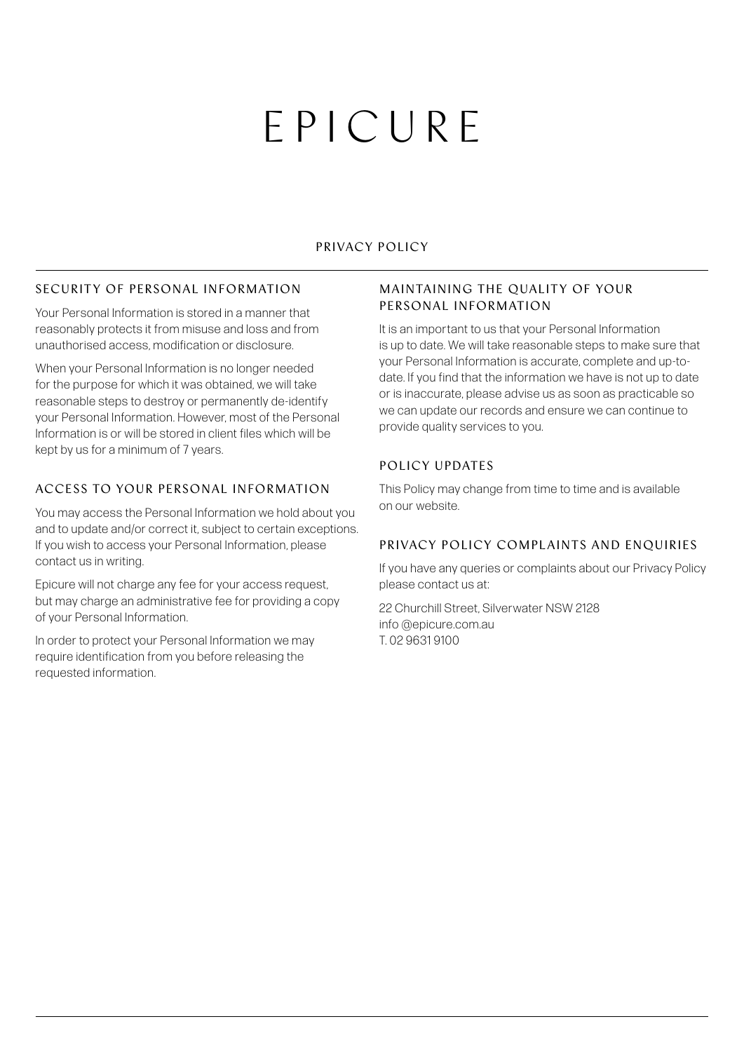# EPICURE

## PRIVACY POLICY

### SECURITY OF PERSONAL INFORMATION

Your Personal Information is stored in a manner that reasonably protects it from misuse and loss and from unauthorised access, modification or disclosure.

When your Personal Information is no longer needed for the purpose for which it was obtained, we will take reasonable steps to destroy or permanently de-identify your Personal Information. However, most of the Personal Information is or will be stored in client files which will be kept by us for a minimum of 7 years.

### ACCESS TO YOUR PERSONAL INFORMATION

You may access the Personal Information we hold about you and to update and/or correct it, subject to certain exceptions. If you wish to access your Personal Information, please contact us in writing.

Epicure will not charge any fee for your access request, but may charge an administrative fee for providing a copy of your Personal Information.

In order to protect your Personal Information we may require identification from you before releasing the requested information.

### MAINTAINING THE QUALITY OF YOUR PERSONAL INFORMATION

It is an important to us that your Personal Information is up to date. We will take reasonable steps to make sure that your Personal Information is accurate, complete and up-to-date. If you find that the information we have is not up to date or is inaccurate, please advise us as soon as practicable so we can update our records and ensure we can continue to provide quality services to you.

### POLICY UPDATES

This Policy may change from time to time and is available on our website.

### PRIVACY POLICY COMPLAINTS AND ENQUIRIES

If you have any queries or complaints about our Privacy Policy please contact us at:

22 Churchill Street, Silverwater NSW 2128
info @epicure.com.au
T. 02 9631 9100